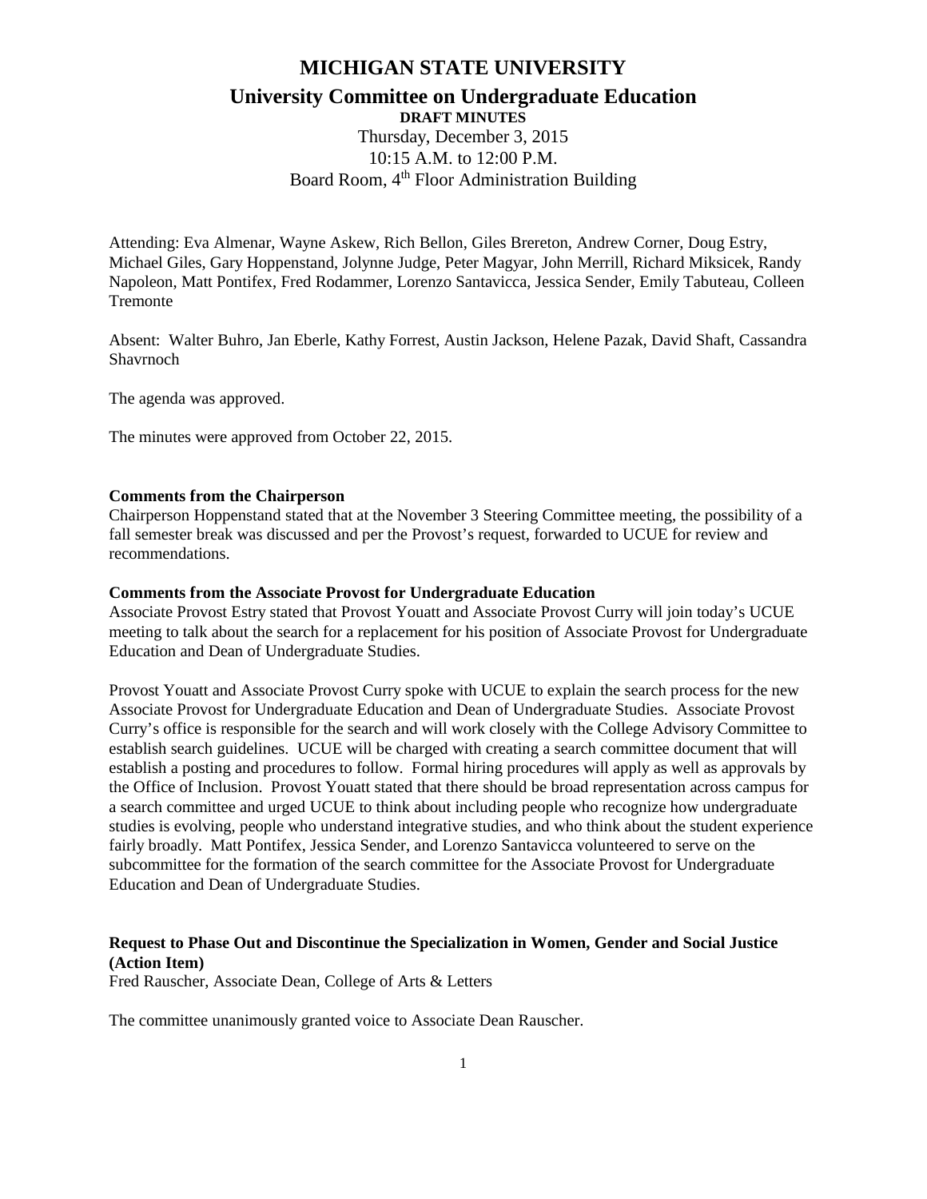# MICHIGAN STATE UNIVERSITY

## University Committee on Undergraduate Education

**DRAFT MINUTES**

Thursday, December 3, 2015
10:15 A.M. to 12:00 P.M.
Board Room, 4th Floor Administration Building

Attending: Eva Almenar, Wayne Askew, Rich Bellon, Giles Brereton, Andrew Corner, Doug Estry, Michael Giles, Gary Hoppenstand, Jolynne Judge, Peter Magyar, John Merrill, Richard Miksicek, Randy Napoleon, Matt Pontifex, Fred Rodammer, Lorenzo Santavicca, Jessica Sender, Emily Tabuteau, Colleen Tremonte

Absent: Walter Buhro, Jan Eberle, Kathy Forrest, Austin Jackson, Helene Pazak, David Shaft, Cassandra Shavrnoch

The agenda was approved.

The minutes were approved from October 22, 2015.

**Comments from the Chairperson**

Chairperson Hoppenstand stated that at the November 3 Steering Committee meeting, the possibility of a fall semester break was discussed and per the Provost's request, forwarded to UCUE for review and recommendations.

**Comments from the Associate Provost for Undergraduate Education**

Associate Provost Estry stated that Provost Youatt and Associate Provost Curry will join today's UCUE meeting to talk about the search for a replacement for his position of Associate Provost for Undergraduate Education and Dean of Undergraduate Studies.

Provost Youatt and Associate Provost Curry spoke with UCUE to explain the search process for the new Associate Provost for Undergraduate Education and Dean of Undergraduate Studies. Associate Provost Curry's office is responsible for the search and will work closely with the College Advisory Committee to establish search guidelines. UCUE will be charged with creating a search committee document that will establish a posting and procedures to follow. Formal hiring procedures will apply as well as approvals by the Office of Inclusion. Provost Youatt stated that there should be broad representation across campus for a search committee and urged UCUE to think about including people who recognize how undergraduate studies is evolving, people who understand integrative studies, and who think about the student experience fairly broadly. Matt Pontifex, Jessica Sender, and Lorenzo Santavicca volunteered to serve on the subcommittee for the formation of the search committee for the Associate Provost for Undergraduate Education and Dean of Undergraduate Studies.

**Request to Phase Out and Discontinue the Specialization in Women, Gender and Social Justice (Action Item)**

Fred Rauscher, Associate Dean, College of Arts & Letters

The committee unanimously granted voice to Associate Dean Rauscher.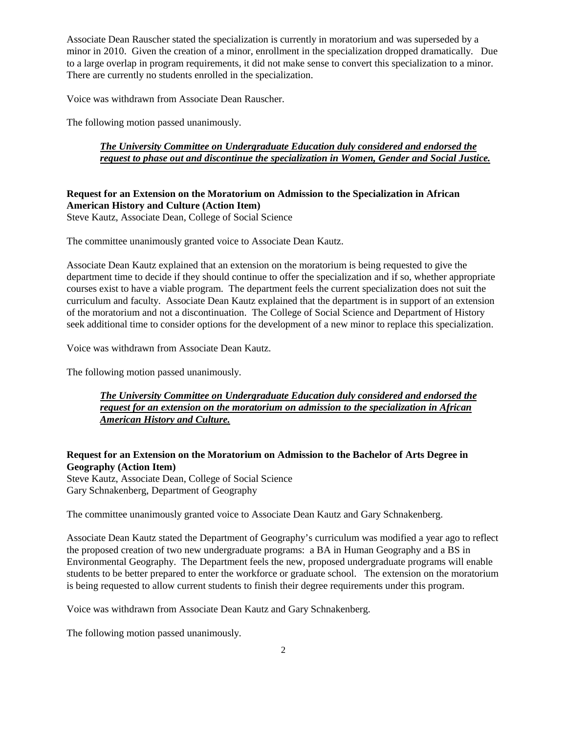Associate Dean Rauscher stated the specialization is currently in moratorium and was superseded by a minor in 2010. Given the creation of a minor, enrollment in the specialization dropped dramatically. Due to a large overlap in program requirements, it did not make sense to convert this specialization to a minor. There are currently no students enrolled in the specialization.

Voice was withdrawn from Associate Dean Rauscher.

The following motion passed unanimously.

> ***The University Committee on Undergraduate Education duly considered and endorsed the request to phase out and discontinue the specialization in Women, Gender and Social Justice.***

**Request for an Extension on the Moratorium on Admission to the Specialization in African American History and Culture (Action Item)**
Steve Kautz, Associate Dean, College of Social Science

The committee unanimously granted voice to Associate Dean Kautz.

Associate Dean Kautz explained that an extension on the moratorium is being requested to give the department time to decide if they should continue to offer the specialization and if so, whether appropriate courses exist to have a viable program. The department feels the current specialization does not suit the curriculum and faculty. Associate Dean Kautz explained that the department is in support of an extension of the moratorium and not a discontinuation. The College of Social Science and Department of History seek additional time to consider options for the development of a new minor to replace this specialization.

Voice was withdrawn from Associate Dean Kautz.

The following motion passed unanimously.

> ***The University Committee on Undergraduate Education duly considered and endorsed the request for an extension on the moratorium on admission to the specialization in African American History and Culture.***

**Request for an Extension on the Moratorium on Admission to the Bachelor of Arts Degree in Geography (Action Item)**
Steve Kautz, Associate Dean, College of Social Science
Gary Schnakenberg, Department of Geography

The committee unanimously granted voice to Associate Dean Kautz and Gary Schnakenberg.

Associate Dean Kautz stated the Department of Geography's curriculum was modified a year ago to reflect the proposed creation of two new undergraduate programs: a BA in Human Geography and a BS in Environmental Geography. The Department feels the new, proposed undergraduate programs will enable students to be better prepared to enter the workforce or graduate school. The extension on the moratorium is being requested to allow current students to finish their degree requirements under this program.

Voice was withdrawn from Associate Dean Kautz and Gary Schnakenberg.

The following motion passed unanimously.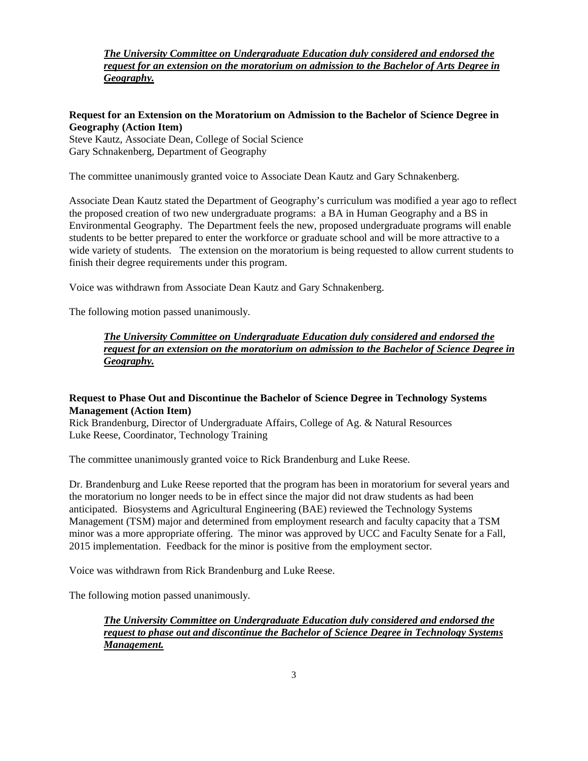***<u>The University Committee on Undergraduate Education duly considered and endorsed the request for an extension on the moratorium on admission to the Bachelor of Arts Degree in Geography.</u>***

**Request for an Extension on the Moratorium on Admission to the Bachelor of Science Degree in Geography (Action Item)**
Steve Kautz, Associate Dean, College of Social Science
Gary Schnakenberg, Department of Geography

The committee unanimously granted voice to Associate Dean Kautz and Gary Schnakenberg.

Associate Dean Kautz stated the Department of Geography's curriculum was modified a year ago to reflect the proposed creation of two new undergraduate programs: a BA in Human Geography and a BS in Environmental Geography. The Department feels the new, proposed undergraduate programs will enable students to be better prepared to enter the workforce or graduate school and will be more attractive to a wide variety of students. The extension on the moratorium is being requested to allow current students to finish their degree requirements under this program.

Voice was withdrawn from Associate Dean Kautz and Gary Schnakenberg.

The following motion passed unanimously.

***<u>The University Committee on Undergraduate Education duly considered and endorsed the request for an extension on the moratorium on admission to the Bachelor of Science Degree in Geography.</u>***

**Request to Phase Out and Discontinue the Bachelor of Science Degree in Technology Systems Management (Action Item)**
Rick Brandenburg, Director of Undergraduate Affairs, College of Ag. & Natural Resources
Luke Reese, Coordinator, Technology Training

The committee unanimously granted voice to Rick Brandenburg and Luke Reese.

Dr. Brandenburg and Luke Reese reported that the program has been in moratorium for several years and the moratorium no longer needs to be in effect since the major did not draw students as had been anticipated. Biosystems and Agricultural Engineering (BAE) reviewed the Technology Systems Management (TSM) major and determined from employment research and faculty capacity that a TSM minor was a more appropriate offering. The minor was approved by UCC and Faculty Senate for a Fall, 2015 implementation. Feedback for the minor is positive from the employment sector.

Voice was withdrawn from Rick Brandenburg and Luke Reese.

The following motion passed unanimously.

***<u>The University Committee on Undergraduate Education duly considered and endorsed the request to phase out and discontinue the Bachelor of Science Degree in Technology Systems Management.</u>***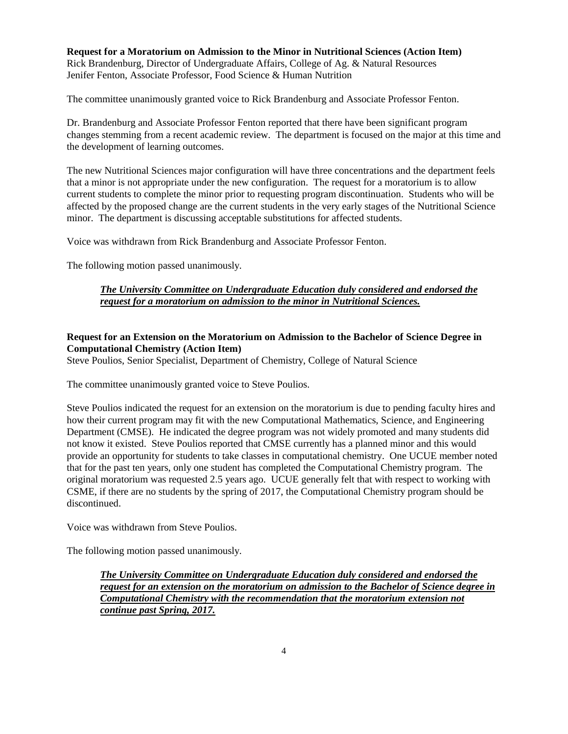**Request for a Moratorium on Admission to the Minor in Nutritional Sciences (Action Item)**
Rick Brandenburg, Director of Undergraduate Affairs, College of Ag. & Natural Resources
Jenifer Fenton, Associate Professor, Food Science & Human Nutrition

The committee unanimously granted voice to Rick Brandenburg and Associate Professor Fenton.

Dr. Brandenburg and Associate Professor Fenton reported that there have been significant program changes stemming from a recent academic review. The department is focused on the major at this time and the development of learning outcomes.

The new Nutritional Sciences major configuration will have three concentrations and the department feels that a minor is not appropriate under the new configuration. The request for a moratorium is to allow current students to complete the minor prior to requesting program discontinuation. Students who will be affected by the proposed change are the current students in the very early stages of the Nutritional Science minor. The department is discussing acceptable substitutions for affected students.

Voice was withdrawn from Rick Brandenburg and Associate Professor Fenton.

The following motion passed unanimously.

> ***The University Committee on Undergraduate Education duly considered and endorsed the request for a moratorium on admission to the minor in Nutritional Sciences.***

**Request for an Extension on the Moratorium on Admission to the Bachelor of Science Degree in Computational Chemistry (Action Item)**
Steve Poulios, Senior Specialist, Department of Chemistry, College of Natural Science

The committee unanimously granted voice to Steve Poulios.

Steve Poulios indicated the request for an extension on the moratorium is due to pending faculty hires and how their current program may fit with the new Computational Mathematics, Science, and Engineering Department (CMSE). He indicated the degree program was not widely promoted and many students did not know it existed. Steve Poulios reported that CMSE currently has a planned minor and this would provide an opportunity for students to take classes in computational chemistry. One UCUE member noted that for the past ten years, only one student has completed the Computational Chemistry program. The original moratorium was requested 2.5 years ago. UCUE generally felt that with respect to working with CSME, if there are no students by the spring of 2017, the Computational Chemistry program should be discontinued.

Voice was withdrawn from Steve Poulios.

The following motion passed unanimously.

> ***The University Committee on Undergraduate Education duly considered and endorsed the request for an extension on the moratorium on admission to the Bachelor of Science degree in Computational Chemistry with the recommendation that the moratorium extension not continue past Spring, 2017.***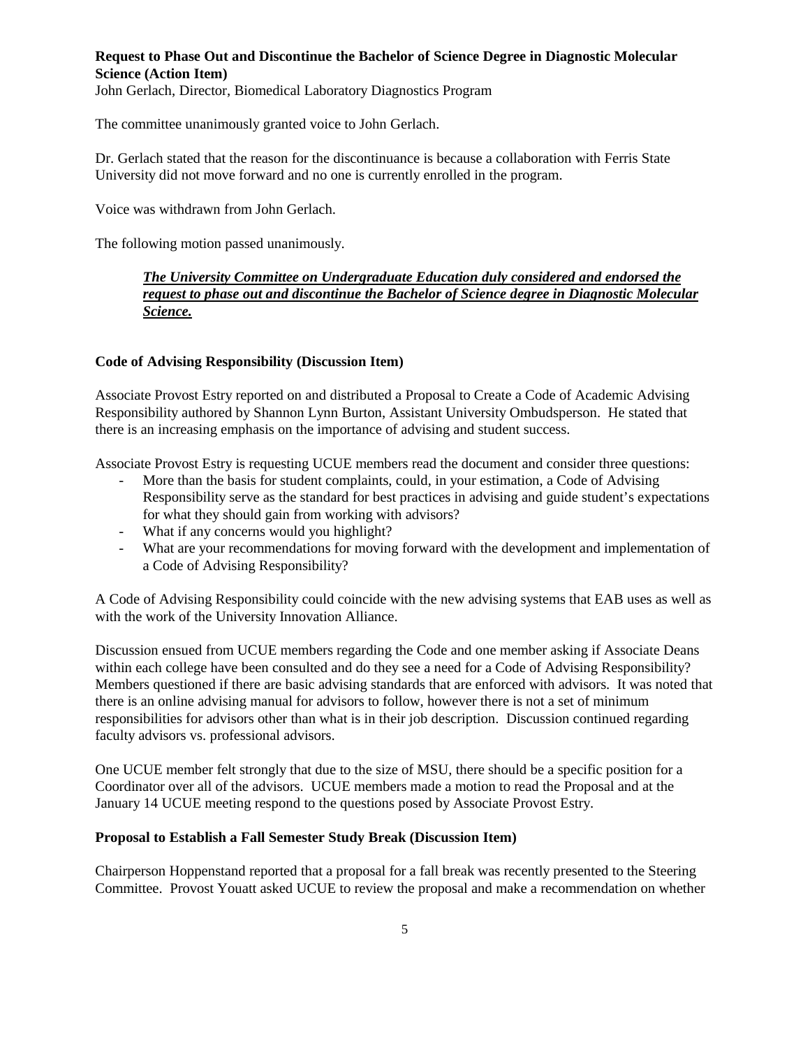**Request to Phase Out and Discontinue the Bachelor of Science Degree in Diagnostic Molecular Science (Action Item)**
John Gerlach, Director, Biomedical Laboratory Diagnostics Program

The committee unanimously granted voice to John Gerlach.

Dr. Gerlach stated that the reason for the discontinuance is because a collaboration with Ferris State University did not move forward and no one is currently enrolled in the program.

Voice was withdrawn from John Gerlach.

The following motion passed unanimously.

> ***The University Committee on Undergraduate Education duly considered and endorsed the request to phase out and discontinue the Bachelor of Science degree in Diagnostic Molecular Science.***

**Code of Advising Responsibility (Discussion Item)**

Associate Provost Estry reported on and distributed a Proposal to Create a Code of Academic Advising Responsibility authored by Shannon Lynn Burton, Assistant University Ombudsperson. He stated that there is an increasing emphasis on the importance of advising and student success.

Associate Provost Estry is requesting UCUE members read the document and consider three questions:

- More than the basis for student complaints, could, in your estimation, a Code of Advising Responsibility serve as the standard for best practices in advising and guide student's expectations for what they should gain from working with advisors?
- What if any concerns would you highlight?
- What are your recommendations for moving forward with the development and implementation of a Code of Advising Responsibility?

A Code of Advising Responsibility could coincide with the new advising systems that EAB uses as well as with the work of the University Innovation Alliance.

Discussion ensued from UCUE members regarding the Code and one member asking if Associate Deans within each college have been consulted and do they see a need for a Code of Advising Responsibility? Members questioned if there are basic advising standards that are enforced with advisors. It was noted that there is an online advising manual for advisors to follow, however there is not a set of minimum responsibilities for advisors other than what is in their job description. Discussion continued regarding faculty advisors vs. professional advisors.

One UCUE member felt strongly that due to the size of MSU, there should be a specific position for a Coordinator over all of the advisors. UCUE members made a motion to read the Proposal and at the January 14 UCUE meeting respond to the questions posed by Associate Provost Estry.

**Proposal to Establish a Fall Semester Study Break (Discussion Item)**

Chairperson Hoppenstand reported that a proposal for a fall break was recently presented to the Steering Committee. Provost Youatt asked UCUE to review the proposal and make a recommendation on whether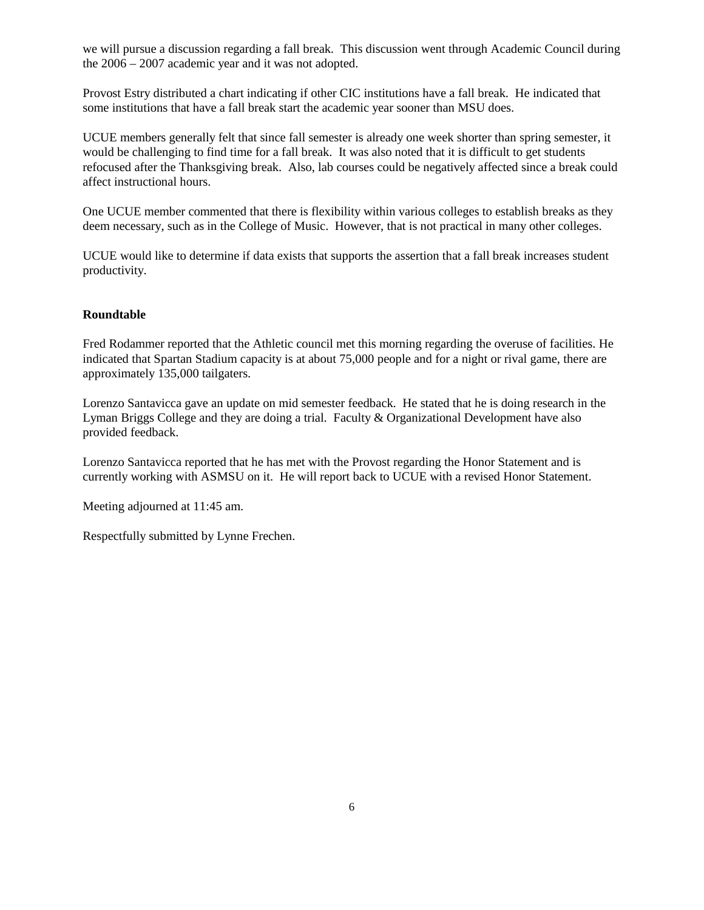we will pursue a discussion regarding a fall break. This discussion went through Academic Council during the 2006 – 2007 academic year and it was not adopted.

Provost Estry distributed a chart indicating if other CIC institutions have a fall break. He indicated that some institutions that have a fall break start the academic year sooner than MSU does.

UCUE members generally felt that since fall semester is already one week shorter than spring semester, it would be challenging to find time for a fall break. It was also noted that it is difficult to get students refocused after the Thanksgiving break. Also, lab courses could be negatively affected since a break could affect instructional hours.

One UCUE member commented that there is flexibility within various colleges to establish breaks as they deem necessary, such as in the College of Music. However, that is not practical in many other colleges.

UCUE would like to determine if data exists that supports the assertion that a fall break increases student productivity.

**Roundtable**

Fred Rodammer reported that the Athletic council met this morning regarding the overuse of facilities. He indicated that Spartan Stadium capacity is at about 75,000 people and for a night or rival game, there are approximately 135,000 tailgaters.

Lorenzo Santavicca gave an update on mid semester feedback. He stated that he is doing research in the Lyman Briggs College and they are doing a trial. Faculty & Organizational Development have also provided feedback.

Lorenzo Santavicca reported that he has met with the Provost regarding the Honor Statement and is currently working with ASMSU on it. He will report back to UCUE with a revised Honor Statement.

Meeting adjourned at 11:45 am.

Respectfully submitted by Lynne Frechen.